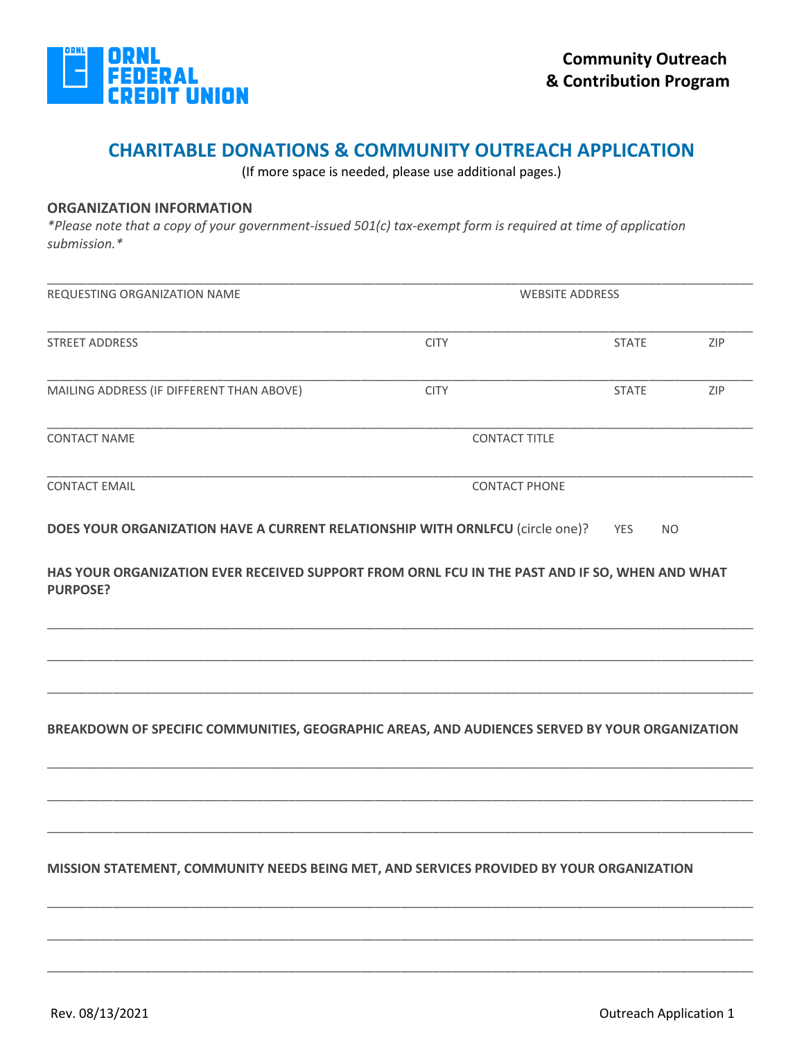**ORNL FEDERAL CREDIT UNION**

**Community Outreach & Contribution Program**

# CHARITABLE DONATIONS & COMMUNITY OUTREACH APPLICATION

(If more space is needed, please use additional pages.)

## ORGANIZATION INFORMATION

*\*Please note that a copy of your government-issued 501(c) tax-exempt form is required at time of application submission.\**

______________________________________________________________________________

REQUESTING ORGANIZATION NAME    WEBSITE ADDRESS

______________________________________________________________________________

STREET ADDRESS    CITY    STATE    ZIP

______________________________________________________________________________

MAILING ADDRESS (IF DIFFERENT THAN ABOVE)    CITY    STATE    ZIP

______________________________________________________________________________

CONTACT NAME    CONTACT TITLE

______________________________________________________________________________

CONTACT EMAIL    CONTACT PHONE

**DOES YOUR ORGANIZATION HAVE A CURRENT RELATIONSHIP WITH ORNLFCU** (circle one)?    YES    NO

**HAS YOUR ORGANIZATION EVER RECEIVED SUPPORT FROM ORNL FCU IN THE PAST AND IF SO, WHEN AND WHAT PURPOSE?**

______________________________________________________________________________

______________________________________________________________________________

______________________________________________________________________________

**BREAKDOWN OF SPECIFIC COMMUNITIES, GEOGRAPHIC AREAS, AND AUDIENCES SERVED BY YOUR ORGANIZATION**

______________________________________________________________________________

______________________________________________________________________________

______________________________________________________________________________

**MISSION STATEMENT, COMMUNITY NEEDS BEING MET, AND SERVICES PROVIDED BY YOUR ORGANIZATION**

______________________________________________________________________________

______________________________________________________________________________

______________________________________________________________________________

Rev. 08/13/2021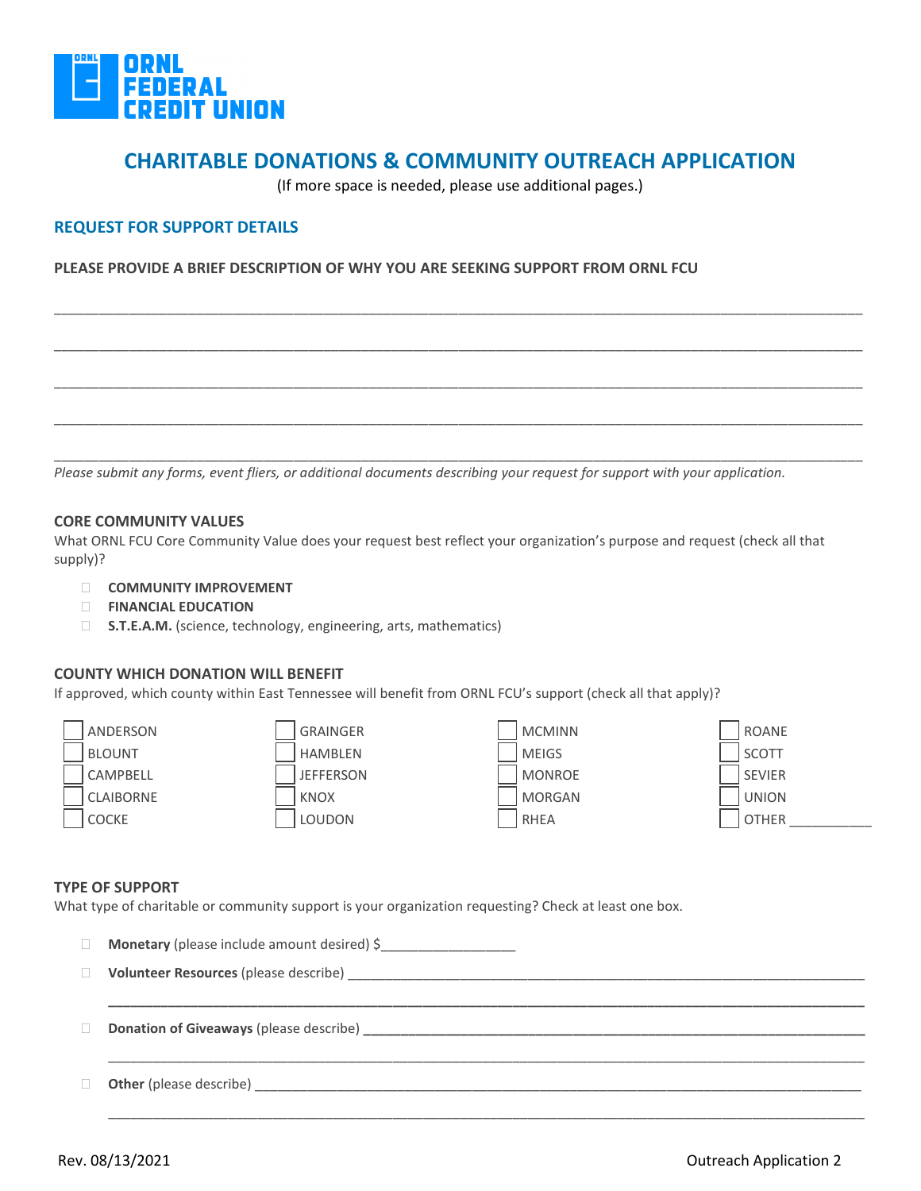# CHARITABLE DONATIONS & COMMUNITY OUTREACH APPLICATION

(If more space is needed, please use additional pages.)

## REQUEST FOR SUPPORT DETAILS

**PLEASE PROVIDE A BRIEF DESCRIPTION OF WHY YOU ARE SEEKING SUPPORT FROM ORNL FCU**

_______________________________________________________________________________

_______________________________________________________________________________

_______________________________________________________________________________

_______________________________________________________________________________

_______________________________________________________________________________

*Please submit any forms, event fliers, or additional documents describing your request for support with your application.*

**CORE COMMUNITY VALUES**

What ORNL FCU Core Community Value does your request best reflect your organization's purpose and request (check all that supply)?

- ☐ **COMMUNITY IMPROVEMENT**
- ☐ **FINANCIAL EDUCATION**
- ☐ **S.T.E.A.M.** (science, technology, engineering, arts, mathematics)

**COUNTY WHICH DONATION WILL BENEFIT**

If approved, which county within East Tennessee will benefit from ORNL FCU's support (check all that apply)?

| | | | |
|---|---|---|---|
| ☐ ANDERSON | ☐ GRAINGER | ☐ MCMINN | ☐ ROANE |
| ☐ BLOUNT | ☐ HAMBLEN | ☐ MEIGS | ☐ SCOTT |
| ☐ CAMPBELL | ☐ JEFFERSON | ☐ MONROE | ☐ SEVIER |
| ☐ CLAIBORNE | ☐ KNOX | ☐ MORGAN | ☐ UNION |
| ☐ COCKE | ☐ LOUDON | ☐ RHEA | ☐ OTHER ___________ |

**TYPE OF SUPPORT**

What type of charitable or community support is your organization requesting? Check at least one box.

- ☐ **Monetary** (please include amount desired) $__________________
- ☐ **Volunteer Resources** (please describe) ________________________________________

  _______________________________________________________________________________
- ☐ **Donation of Giveaways** (please describe) ________________________________________

  _______________________________________________________________________________
- ☐ **Other** (please describe) ________________________________________

  _______________________________________________________________________________

Rev. 08/13/2021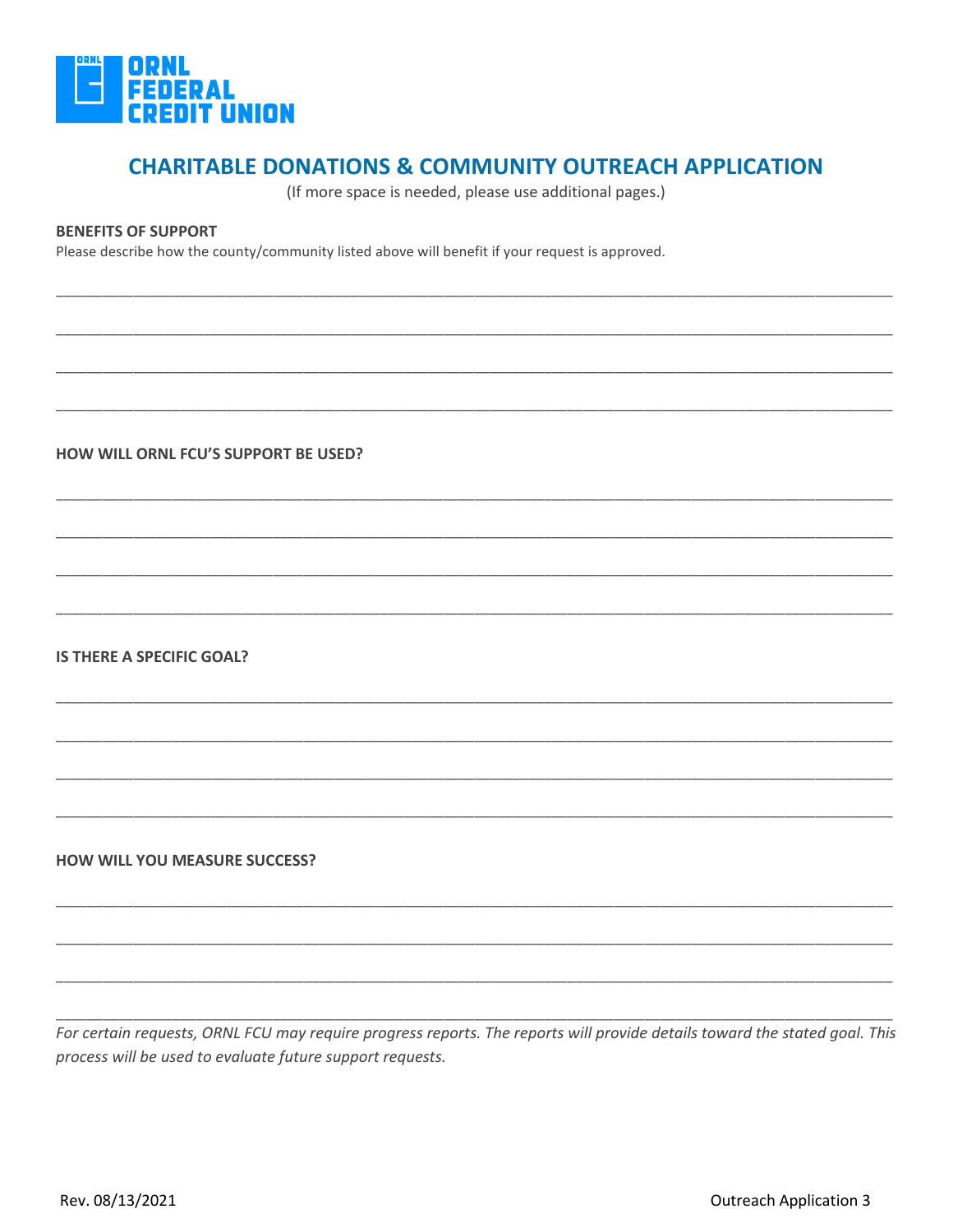ORNL FEDERAL CREDIT UNION

# CHARITABLE DONATIONS & COMMUNITY OUTREACH APPLICATION

(If more space is needed, please use additional pages.)

**BENEFITS OF SUPPORT**

Please describe how the county/community listed above will benefit if your request is approved.

______________________________________________________________________________________________

______________________________________________________________________________________________

______________________________________________________________________________________________

______________________________________________________________________________________________

**HOW WILL ORNL FCU'S SUPPORT BE USED?**

______________________________________________________________________________________________

______________________________________________________________________________________________

______________________________________________________________________________________________

______________________________________________________________________________________________

**IS THERE A SPECIFIC GOAL?**

______________________________________________________________________________________________

______________________________________________________________________________________________

______________________________________________________________________________________________

______________________________________________________________________________________________

**HOW WILL YOU MEASURE SUCCESS?**

______________________________________________________________________________________________

______________________________________________________________________________________________

______________________________________________________________________________________________

______________________________________________________________________________________________

*For certain requests, ORNL FCU may require progress reports. The reports will provide details toward the stated goal. This process will be used to evaluate future support requests.*

Rev. 08/13/2021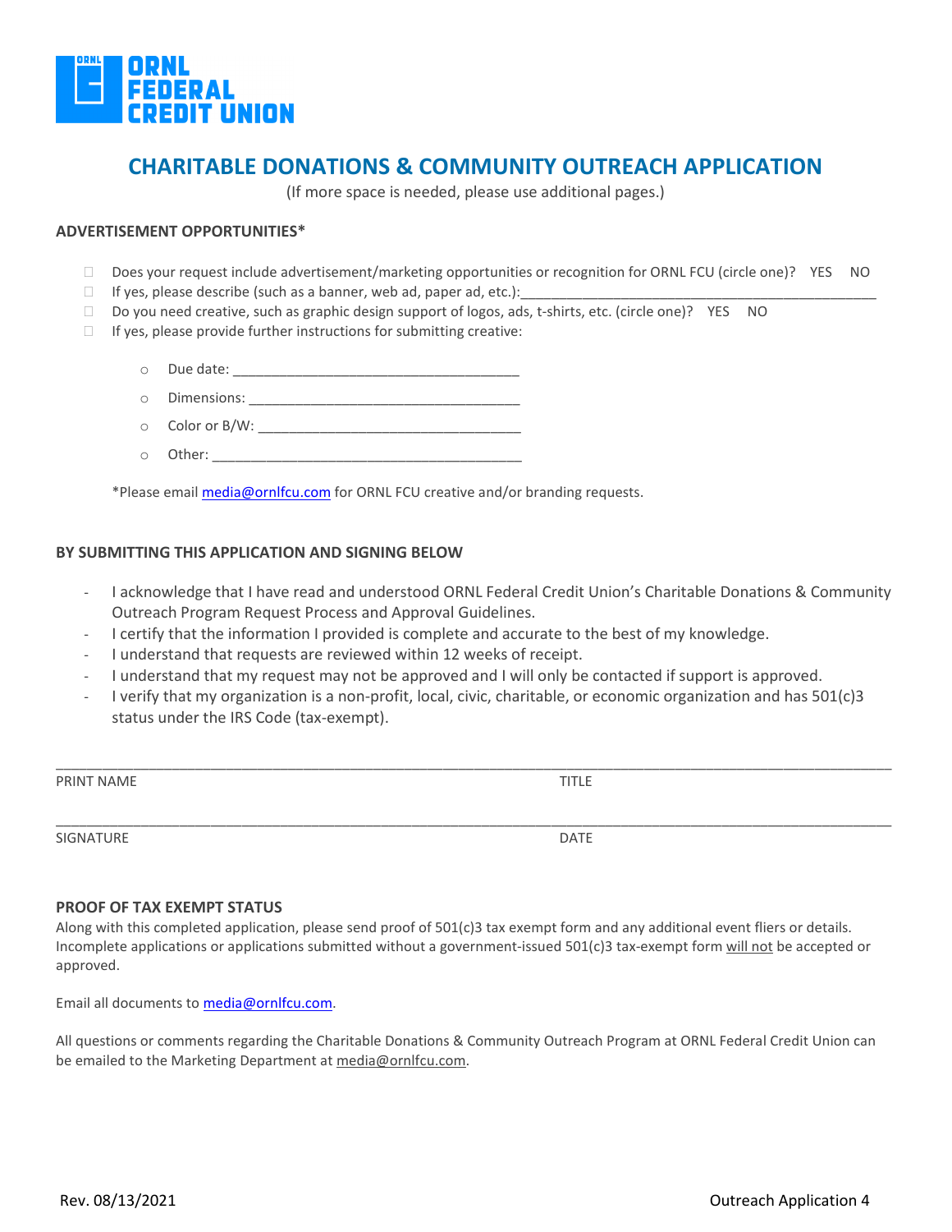ORNL FEDERAL CREDIT UNION

# CHARITABLE DONATIONS & COMMUNITY OUTREACH APPLICATION

(If more space is needed, please use additional pages.)

### ADVERTISEMENT OPPORTUNITIES*

- ☐ Does your request include advertisement/marketing opportunities or recognition for ORNL FCU (circle one)? YES NO
- ☐ If yes, please describe (such as a banner, web ad, paper ad, etc.):______________________________________________
- ☐ Do you need creative, such as graphic design support of logos, ads, t-shirts, etc. (circle one)? YES NO
- ☐ If yes, please provide further instructions for submitting creative:
  - Due date: ____________________________________
  - Dimensions: __________________________________
  - Color or B/W: _________________________________
  - Other: _______________________________________

*Please email media@ornlfcu.com for ORNL FCU creative and/or branding requests.

### BY SUBMITTING THIS APPLICATION AND SIGNING BELOW

- I acknowledge that I have read and understood ORNL Federal Credit Union's Charitable Donations & Community Outreach Program Request Process and Approval Guidelines.
- I certify that the information I provided is complete and accurate to the best of my knowledge.
- I understand that requests are reviewed within 12 weeks of receipt.
- I understand that my request may not be approved and I will only be contacted if support is approved.
- I verify that my organization is a non-profit, local, civic, charitable, or economic organization and has 501(c)3 status under the IRS Code (tax-exempt).

______________________________________________________________________________________________

PRINT NAME TITLE

______________________________________________________________________________________________

SIGNATURE DATE

### PROOF OF TAX EXEMPT STATUS

Along with this completed application, please send proof of 501(c)3 tax exempt form and any additional event fliers or details. Incomplete applications or applications submitted without a government-issued 501(c)3 tax-exempt form will not be accepted or approved.

Email all documents to media@ornlfcu.com.

All questions or comments regarding the Charitable Donations & Community Outreach Program at ORNL Federal Credit Union can be emailed to the Marketing Department at media@ornlfcu.com.

Rev. 08/13/2021